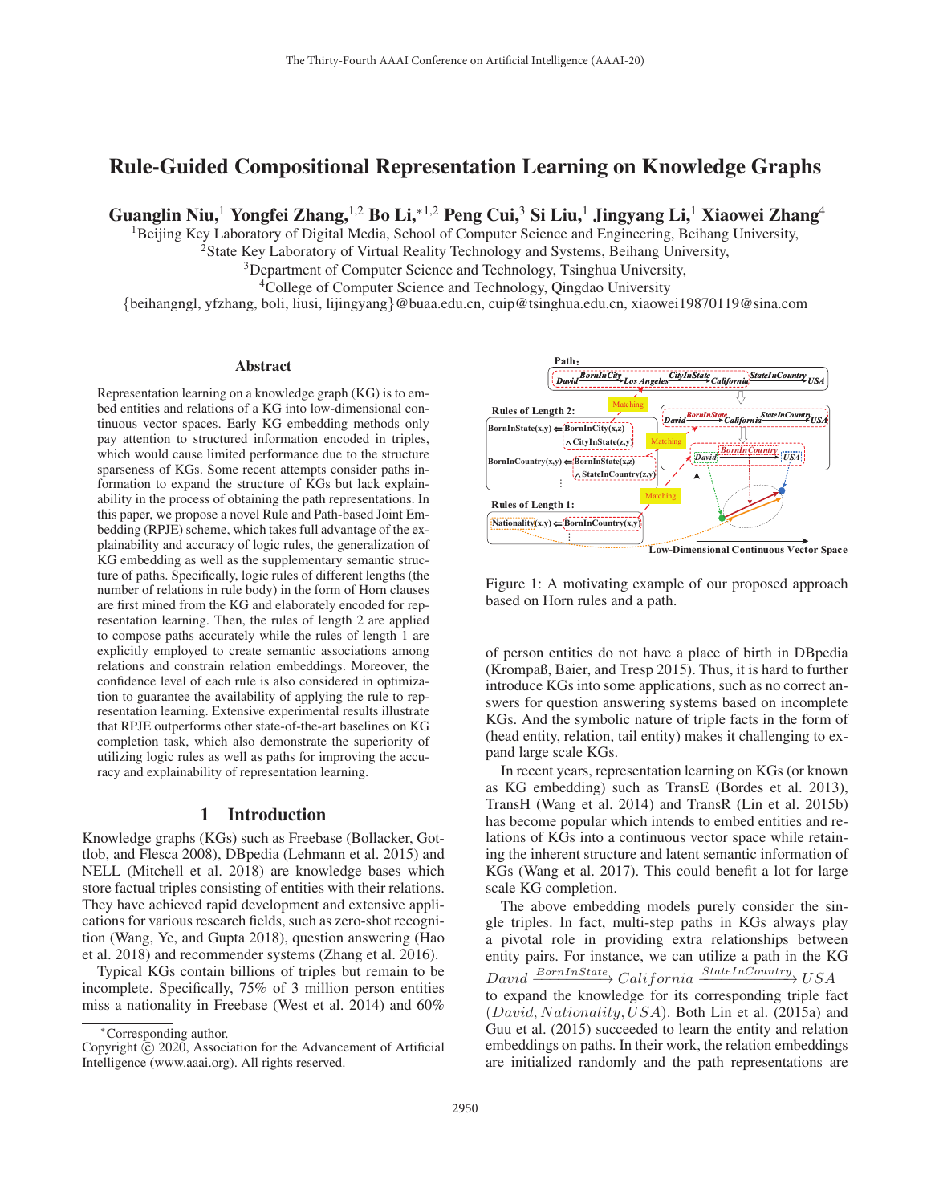# Rule-Guided Compositional Representation Learning on Knowledge Graphs

**Guanglin Niu,[1] Yongfei Zhang,[1,2] Bo Li,*[1,2] Peng Cui,[3] Si Liu,[1] Jingyang Li,[1] Xiaowei Zhang[4]**

[1]Beijing Key Laboratory of Digital Media, School of Computer Science and Engineering, Beihang University,
[2]State Key Laboratory of Virtual Reality Technology and Systems, Beihang University,
[3]Department of Computer Science and Technology, Tsinghua University,
[4]College of Computer Science and Technology, Qingdao University
{beihanggl, yfzhang, boli, liusi, lijingyang}@buaa.edu.cn, cuip@tsinghua.edu.cn, xiaowei19870119@sina.com

## Abstract

Representation learning on a knowledge graph (KG) is to embed entities and relations of a KG into low-dimensional continuous vector spaces. Early KG embedding methods only pay attention to structured information encoded in triples, which would cause limited performance due to the structure sparseness of KGs. Some recent attempts consider paths information to expand the structure of KGs but lack explainability in the process of obtaining the path representations. In this paper, we propose a novel Rule and Path-based Joint Embedding (RPJE) scheme, which takes full advantage of the explainability and accuracy of logic rules, the generalization of KG embedding as well as the supplementary semantic structure of paths. Specifically, logic rules of different lengths (the number of relations in rule body) in the form of Horn clauses are first mined from the KG and elaborately encoded for representation learning. Then, the rules of length 2 are applied to compose paths accurately while the rules of length 1 are explicitly employed to create semantic associations among relations and constrain relation embeddings. Moreover, the confidence level of each rule is also considered in optimization to guarantee the availability of applying the rule to representation learning. Extensive experimental results illustrate that RPJE outperforms other state-of-the-art baselines on KG completion task, which also demonstrate the superiority of utilizing logic rules as well as paths for improving the accuracy and explainability of representation learning.

## 1 Introduction

Knowledge graphs (KGs) such as Freebase (Bollacker, Gottlob, and Flesca 2008), DBpedia (Lehmann et al. 2015) and NELL (Mitchell et al. 2018) are knowledge bases which store factual triples consisting of entities with their relations. They have achieved rapid development and extensive applications for various research fields, such as zero-shot recognition (Wang, Ye, and Gupta 2018), question answering (Hao et al. 2018) and recommender systems (Zhang et al. 2016).

Typical KGs contain billions of triples but remain to be incomplete. Specifically, 75% of 3 million person entities miss a nationality in Freebase (West et al. 2014) and 60% of person entities do not have a place of birth in DBpedia (Krompaß, Baier, and Tresp 2015). Thus, it is hard to further introduce KGs into some applications, such as no correct answers for question answering systems based on incomplete KGs. And the symbolic nature of triple facts in the form of (head entity, relation, tail entity) makes it challenging to expand large scale KGs.

Figure 1: A motivating example of our proposed approach based on Horn rules and a path.

In recent years, representation learning on KGs (or known as KG embedding) such as TransE (Bordes et al. 2013), TransH (Wang et al. 2014) and TransR (Lin et al. 2015b) has become popular which intends to embed entities and relations of KGs into a continuous vector space while retaining the inherent structure and latent semantic information of KGs (Wang et al. 2017). This could benefit a lot for large scale KG completion.

The above embedding models purely consider the single triples. In fact, multi-step paths in KGs always play a pivotal role in providing extra relationships between entity pairs. For instance, we can utilize a path in the KG $David \xrightarrow{BornInState} California \xrightarrow{StateInCountry} USA$ to expand the knowledge for its corresponding triple fact $(David, Nationality, USA)$. Both Lin et al. (2015a) and Guu et al. (2015) succeeded to learn the entity and relation embeddings on paths. In their work, the relation embeddings are initialized randomly and the path representations are

*Corresponding author.
Copyright © 2020, Association for the Advancement of Artificial Intelligence (www.aaai.org). All rights reserved.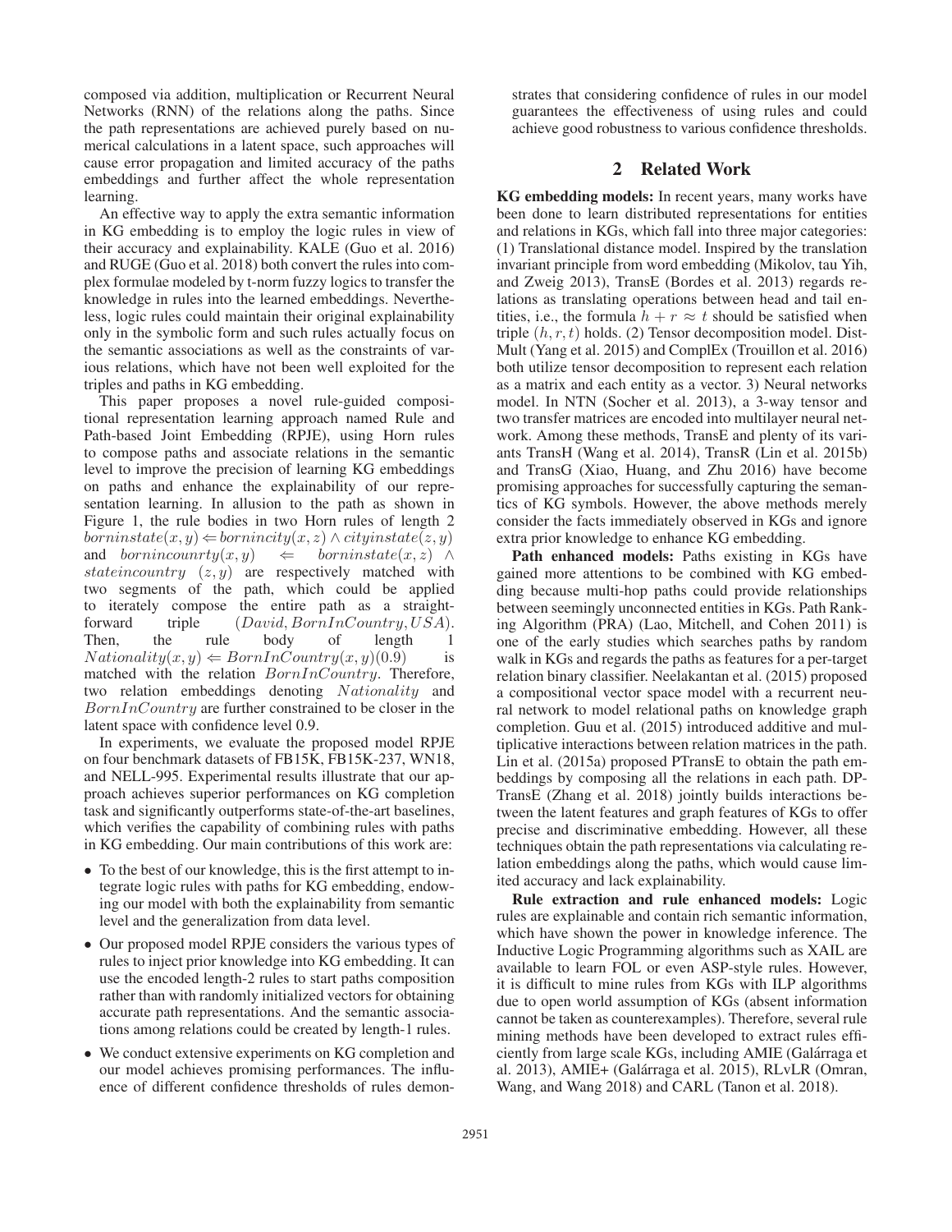composed via addition, multiplication or Recurrent Neural Networks (RNN) of the relations along the paths. Since the path representations are achieved purely based on numerical calculations in a latent space, such approaches will cause error propagation and limited accuracy of the paths embeddings and further affect the whole representation learning.

An effective way to apply the extra semantic information in KG embedding is to employ the logic rules in view of their accuracy and explainability. KALE (Guo et al. 2016) and RUGE (Guo et al. 2018) both convert the rules into complex formulae modeled by t-norm fuzzy logics to transfer the knowledge in rules into the learned embeddings. Nevertheless, logic rules could maintain their original explainability only in the symbolic form and such rules actually focus on the semantic associations as well as the constraints of various relations, which have not been well exploited for the triples and paths in KG embedding.

This paper proposes a novel rule-guided compositional representation learning approach named Rule and Path-based Joint Embedding (RPJE), using Horn rules to compose paths and associate relations in the semantic level to improve the precision of learning KG embeddings on paths and enhance the explainability of our representation learning. In allusion to the path as shown in Figure 1, the rule bodies in two Horn rules of length 2 $borninstate(x, y) \Leftarrow bornincity(x, z) \wedge cityinstate(z, y)$ and $bornincounrty(x, y) \Leftarrow borninstate(x, z) \wedge stateincountry\ (z, y)$ are respectively matched with two segments of the path, which could be applied to iteratively compose the entire path as a straightforward triple $(David, BornInCountry, USA)$. Then, the rule body of length 1 $Nationality(x, y) \Leftarrow BornInCountry(x, y)(0.9)$ is matched with the relation $BornInCountry$. Therefore, two relation embeddings denoting $Nationality$ and $BornInCountry$ are further constrained to be closer in the latent space with confidence level 0.9.

In experiments, we evaluate the proposed model RPJE on four benchmark datasets of FB15K, FB15K-237, WN18, and NELL-995. Experimental results illustrate that our approach achieves superior performances on KG completion task and significantly outperforms state-of-the-art baselines, which verifies the capability of combining rules with paths in KG embedding. Our main contributions of this work are:

- To the best of our knowledge, this is the first attempt to integrate logic rules with paths for KG embedding, endowing our model with both the explainability from semantic level and the generalization from data level.
- Our proposed model RPJE considers the various types of rules to inject prior knowledge into KG embedding. It can use the encoded length-2 rules to start paths composition rather than with randomly initialized vectors for obtaining accurate path representations. And the semantic associations among relations could be created by length-1 rules.
- We conduct extensive experiments on KG completion and our model achieves promising performances. The influence of different confidence thresholds of rules demonstrates that considering confidence of rules in our model guarantees the effectiveness of using rules and could achieve good robustness to various confidence thresholds.

## 2 Related Work

**KG embedding models:** In recent years, many works have been done to learn distributed representations for entities and relations in KGs, which fall into three major categories: (1) Translational distance model. Inspired by the translation invariant principle from word embedding (Mikolov, tau Yih, and Zweig 2013), TransE (Bordes et al. 2013) regards relations as translating operations between head and tail entities, i.e., the formula $h + r \approx t$ should be satisfied when triple $(h, r, t)$ holds. (2) Tensor decomposition model. DistMult (Yang et al. 2015) and ComplEx (Trouillon et al. 2016) both utilize tensor decomposition to represent each relation as a matrix and each entity as a vector. 3) Neural networks model. In NTN (Socher et al. 2013), a 3-way tensor and two transfer matrices are encoded into multilayer neural network. Among these methods, TransE and plenty of its variants TransH (Wang et al. 2014), TransR (Lin et al. 2015b) and TransG (Xiao, Huang, and Zhu 2016) have become promising approaches for successfully capturing the semantics of KG symbols. However, the above methods merely consider the facts immediately observed in KGs and ignore extra prior knowledge to enhance KG embedding.

**Path enhanced models:** Paths existing in KGs have gained more attentions to be combined with KG embedding because multi-hop paths could provide relationships between seemingly unconnected entities in KGs. Path Ranking Algorithm (PRA) (Lao, Mitchell, and Cohen 2011) is one of the early studies which searches paths by random walk in KGs and regards the paths as features for a per-target relation binary classifier. Neelakantan et al. (2015) proposed a compositional vector space model with a recurrent neural network to model relational paths on knowledge graph completion. Guu et al. (2015) introduced additive and multiplicative interactions between relation matrices in the path. Lin et al. (2015a) proposed PTransE to obtain the path embeddings by composing all the relations in each path. DPTransE (Zhang et al. 2018) jointly builds interactions between the latent features and graph features of KGs to offer precise and discriminative embedding. However, all these techniques obtain the path representations via calculating relation embeddings along the paths, which would cause limited accuracy and lack explainability.

**Rule extraction and rule enhanced models:** Logic rules are explainable and contain rich semantic information, which have shown the power in knowledge inference. The Inductive Logic Programming algorithms such as XAIL are available to learn FOL or even ASP-style rules. However, it is difficult to mine rules from KGs with ILP algorithms due to open world assumption of KGs (absent information cannot be taken as counterexamples). Therefore, several rule mining methods have been developed to extract rules efficiently from large scale KGs, including AMIE (Galárraga et al. 2013), AMIE+ (Galárraga et al. 2015), RLvLR (Omran, Wang, and Wang 2018) and CARL (Tanon et al. 2018).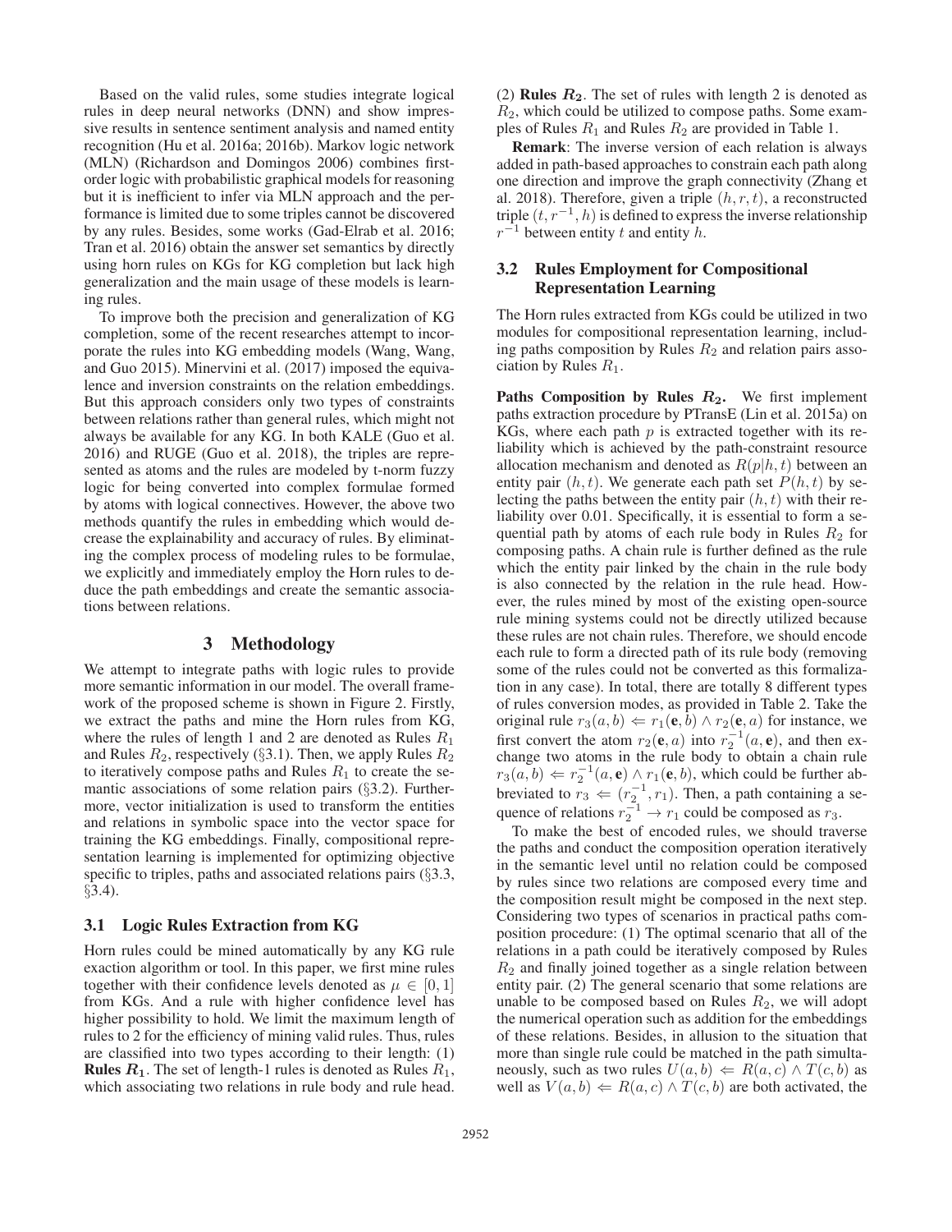Based on the valid rules, some studies integrate logical rules in deep neural networks (DNN) and show impressive results in sentence sentiment analysis and named entity recognition (Hu et al. 2016a; 2016b). Markov logic network (MLN) (Richardson and Domingos 2006) combines first-order logic with probabilistic graphical models for reasoning but it is inefficient to infer via MLN approach and the performance is limited due to some triples cannot be discovered by any rules. Besides, some works (Gad-Elrab et al. 2016; Tran et al. 2016) obtain the answer set semantics by directly using horn rules on KGs for KG completion but lack high generalization and the main usage of these models is learning rules.

To improve both the precision and generalization of KG completion, some of the recent researches attempt to incorporate the rules into KG embedding models (Wang, Wang, and Guo 2015). Minervini et al. (2017) imposed the equivalence and inversion constraints on the relation embeddings. But this approach considers only two types of constraints between relations rather than general rules, which might not always be available for any KG. In both KALE (Guo et al. 2016) and RUGE (Guo et al. 2018), the triples are represented as atoms and the rules are modeled by t-norm fuzzy logic for being converted into complex formulae formed by atoms with logical connectives. However, the above two methods quantify the rules in embedding which would decrease the explainability and accuracy of rules. By eliminating the complex process of modeling rules to be formulae, we explicitly and immediately employ the Horn rules to deduce the path embeddings and create the semantic associations between relations.

# 3 Methodology

We attempt to integrate paths with logic rules to provide more semantic information in our model. The overall framework of the proposed scheme is shown in Figure 2. Firstly, we extract the paths and mine the Horn rules from KG, where the rules of length 1 and 2 are denoted as Rules $R_1$ and Rules $R_2$, respectively (§3.1). Then, we apply Rules $R_2$ to iteratively compose paths and Rules $R_1$ to create the semantic associations of some relation pairs (§3.2). Furthermore, vector initialization is used to transform the entities and relations in symbolic space into the vector space for training the KG embeddings. Finally, compositional representation learning is implemented for optimizing objective specific to triples, paths and associated relations pairs (§3.3, §3.4).

## 3.1 Logic Rules Extraction from KG

Horn rules could be mined automatically by any KG rule exaction algorithm or tool. In this paper, we first mine rules together with their confidence levels denoted as $\mu \in [0, 1]$ from KGs. And a rule with higher confidence level has higher possibility to hold. We limit the maximum length of rules to 2 for the efficiency of mining valid rules. Thus, rules are classified into two types according to their length: (1) **Rules $R_1$**. The set of length-1 rules is denoted as Rules $R_1$, which associating two relations in rule body and rule head. (2) **Rules $R_2$**. The set of rules with length 2 is denoted as $R_2$, which could be utilized to compose paths. Some examples of Rules $R_1$ and Rules $R_2$ are provided in Table 1.

**Remark**: The inverse version of each relation is always added in path-based approaches to constrain each path along one direction and improve the graph connectivity (Zhang et al. 2018). Therefore, given a triple $(h, r, t)$, a reconstructed triple $(t, r^{-1}, h)$ is defined to express the inverse relationship $r^{-1}$ between entity $t$ and entity $h$.

## 3.2 Rules Employment for Compositional Representation Learning

The Horn rules extracted from KGs could be utilized in two modules for compositional representation learning, including paths composition by Rules $R_2$ and relation pairs association by Rules $R_1$.

**Paths Composition by Rules $R_2$.** We first implement paths extraction procedure by PTransE (Lin et al. 2015a) on KGs, where each path $p$ is extracted together with its reliability which is achieved by the path-constraint resource allocation mechanism and denoted as $R(p|h, t)$ between an entity pair $(h, t)$. We generate each path set $P(h, t)$ by selecting the paths between the entity pair $(h, t)$ with their reliability over 0.01. Specifically, it is essential to form a sequential path by atoms of each rule body in Rules $R_2$ for composing paths. A chain rule is further defined as the rule which the entity pair linked by the chain in the rule body is also connected by the relation in the rule head. However, the rules mined by most of the existing open-source rule mining systems could not be directly utilized because these rules are not chain rules. Therefore, we should encode each rule to form a directed path of its rule body (removing some of the rules could not be converted as this formalization in any case). In total, there are totally 8 different types of rules conversion modes, as provided in Table 2. Take the original rule $r_3(a, b) \Leftarrow r_1(\mathbf{e}, b) \wedge r_2(\mathbf{e}, a)$ for instance, we first convert the atom $r_2(\mathbf{e}, a)$ into $r_2^{-1}(a, \mathbf{e})$, and then exchange two atoms in the rule body to obtain a chain rule $r_3(a, b) \Leftarrow r_2^{-1}(a, \mathbf{e}) \wedge r_1(\mathbf{e}, b)$, which could be further abbreviated to $r_3 \Leftarrow (r_2^{-1}, r_1)$. Then, a path containing a sequence of relations $r_2^{-1} \rightarrow r_1$ could be composed as $r_3$.

To make the best of encoded rules, we should traverse the paths and conduct the composition operation iteratively in the semantic level until no relation could be composed by rules since two relations are composed every time and the composition result might be composed in the next step. Considering two types of scenarios in practical paths composition procedure: (1) The optimal scenario that all of the relations in a path could be iteratively composed by Rules $R_2$ and finally joined together as a single relation between entity pair. (2) The general scenario that some relations are unable to be composed based on Rules $R_2$, we will adopt the numerical operation such as addition for the embeddings of these relations. Besides, in allusion to the situation that more than single rule could be matched in the path simultaneously, such as two rules $U(a, b) \Leftarrow R(a, c) \wedge T(c, b)$ as well as $V(a, b) \Leftarrow R(a, c) \wedge T(c, b)$ are both activated, the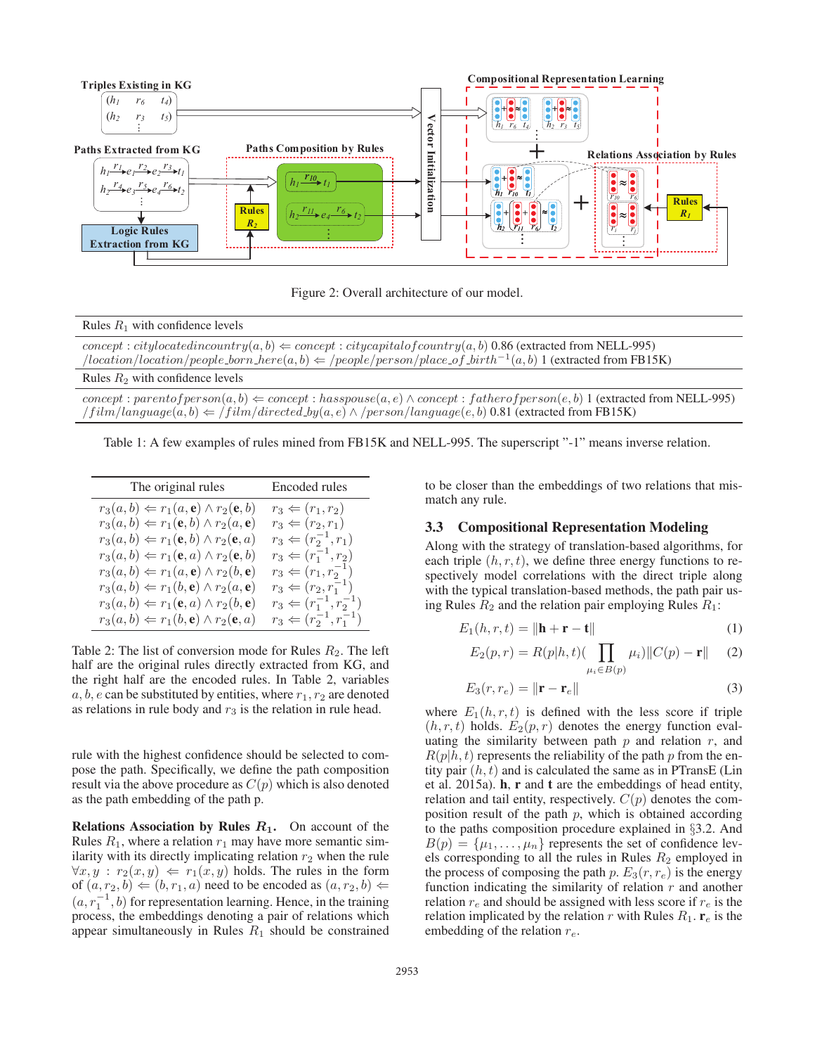Figure 2: Overall architecture of our model.

| Rules $R_1$ with confidence levels |
| --- |
| $concept : citylocatedincountry(a, b) \Leftarrow concept : citycapitalofcountry(a, b)$ 0.86 (extracted from NELL-995) $/location/location/people\_born\_here(a, b) \Leftarrow /people/person/place\_of\_birth^{-1}(a, b)$ 1 (extracted from FB15K) |
| Rules $R_2$ with confidence levels |
| $concept : parentofperson(a, b) \Leftarrow concept : hasspouse(a, e) \wedge concept : fatherofperson(e, b)$ 1 (extracted from NELL-995) $/film/language(a, b) \Leftarrow /film/directed\_by(a, e) \wedge /person/language(e, b)$ 0.81 (extracted from FB15K) |

Table 1: A few examples of rules mined from FB15K and NELL-995. The superscript "-1" means inverse relation.

| The original rules | Encoded rules |
| --- | --- |
| $r_3(a, b) \Leftarrow r_1(a, \mathbf{e}) \wedge r_2(\mathbf{e}, b)$ | $r_3 \Leftarrow (r_1, r_2)$ |
| $r_3(a, b) \Leftarrow r_1(\mathbf{e}, b) \wedge r_2(a, \mathbf{e})$ | $r_3 \Leftarrow (r_2, r_1)$ |
| $r_3(a, b) \Leftarrow r_1(\mathbf{e}, b) \wedge r_2(\mathbf{e}, a)$ | $r_3 \Leftarrow (r_2^{-1}, r_1)$ |
| $r_3(a, b) \Leftarrow r_1(\mathbf{e}, a) \wedge r_2(\mathbf{e}, b)$ | $r_3 \Leftarrow (r_1^{-1}, r_2)$ |
| $r_3(a, b) \Leftarrow r_1(a, \mathbf{e}) \wedge r_2(b, \mathbf{e})$ | $r_3 \Leftarrow (r_1, r_2^{-1})$ |
| $r_3(a, b) \Leftarrow r_1(b, \mathbf{e}) \wedge r_2(a, \mathbf{e})$ | $r_3 \Leftarrow (r_2, r_1^{-1})$ |
| $r_3(a, b) \Leftarrow r_1(\mathbf{e}, a) \wedge r_2(b, \mathbf{e})$ | $r_3 \Leftarrow (r_1^{-1}, r_2^{-1})$ |
| $r_3(a, b) \Leftarrow r_1(b, \mathbf{e}) \wedge r_2(\mathbf{e}, a)$ | $r_3 \Leftarrow (r_2^{-1}, r_1^{-1})$ |

Table 2: The list of conversion mode for Rules $R_2$. The left half are the original rules directly extracted from KG, and the right half are the encoded rules. In Table 2, variables $a, b, e$ can be substituted by entities, where $r_1, r_2$ are denoted as relations in rule body and $r_3$ is the relation in rule head.

rule with the highest confidence should be selected to compose the path. Specifically, we define the path composition result via the above procedure as $C(p)$ which is also denoted as the path embedding of the path p.

**Relations Association by Rules $R_1$.** On account of the Rules $R_1$, where a relation $r_1$ may have more semantic similarity with its directly implicating relation $r_2$ when the rule $\forall x, y : r_2(x, y) \Leftarrow r_1(x, y)$ holds. The rules in the form of $(a, r_2, b) \Leftarrow (b, r_1, a)$ need to be encoded as $(a, r_2, b) \Leftarrow (a, r_1^{-1}, b)$ for representation learning. Hence, in the training process, the embeddings denoting a pair of relations which appear simultaneously in Rules $R_1$ should be constrained to be closer than the embeddings of two relations that mismatch any rule.

### 3.3 Compositional Representation Modeling

Along with the strategy of translation-based algorithms, for each triple $(h, r, t)$, we define three energy functions to respectively model correlations with the direct triple along with the typical translation-based methods, the path pair using Rules $R_2$ and the relation pair employing Rules $R_1$:

$$E_1(h, r, t) = \|\mathbf{h} + \mathbf{r} - \mathbf{t}\| \tag{1}$$

$$E_2(p, r) = R(p|h, t)\Big(\prod_{\mu_i \in B(p)} \mu_i\Big)\|C(p) - \mathbf{r}\| \tag{2}$$

$$E_3(r, r_e) = \|\mathbf{r} - \mathbf{r}_e\| \tag{3}$$

where $E_1(h, r, t)$ is defined with the less score if triple $(h, r, t)$ holds. $E_2(p, r)$ denotes the energy function evaluating the similarity between path $p$ and relation $r$, and $R(p|h, t)$ represents the reliability of the path $p$ from the entity pair $(h, t)$ and is calculated the same as in PTransE (Lin et al. 2015a). $\mathbf{h}$, $\mathbf{r}$ and $\mathbf{t}$ are the embeddings of head entity, relation and tail entity, respectively. $C(p)$ denotes the composition result of the path $p$, which is obtained according to the paths composition procedure explained in §3.2. And $B(p) = \{\mu_1, \ldots, \mu_n\}$ represents the set of confidence levels corresponding to all the rules in Rules $R_2$ employed in the process of composing the path $p$. $E_3(r, r_e)$ is the energy function indicating the similarity of relation $r$ and another relation $r_e$ and should be assigned with less score if $r_e$ is the relation implicated by the relation $r$ with Rules $R_1$. $\mathbf{r}_e$ is the embedding of the relation $r_e$.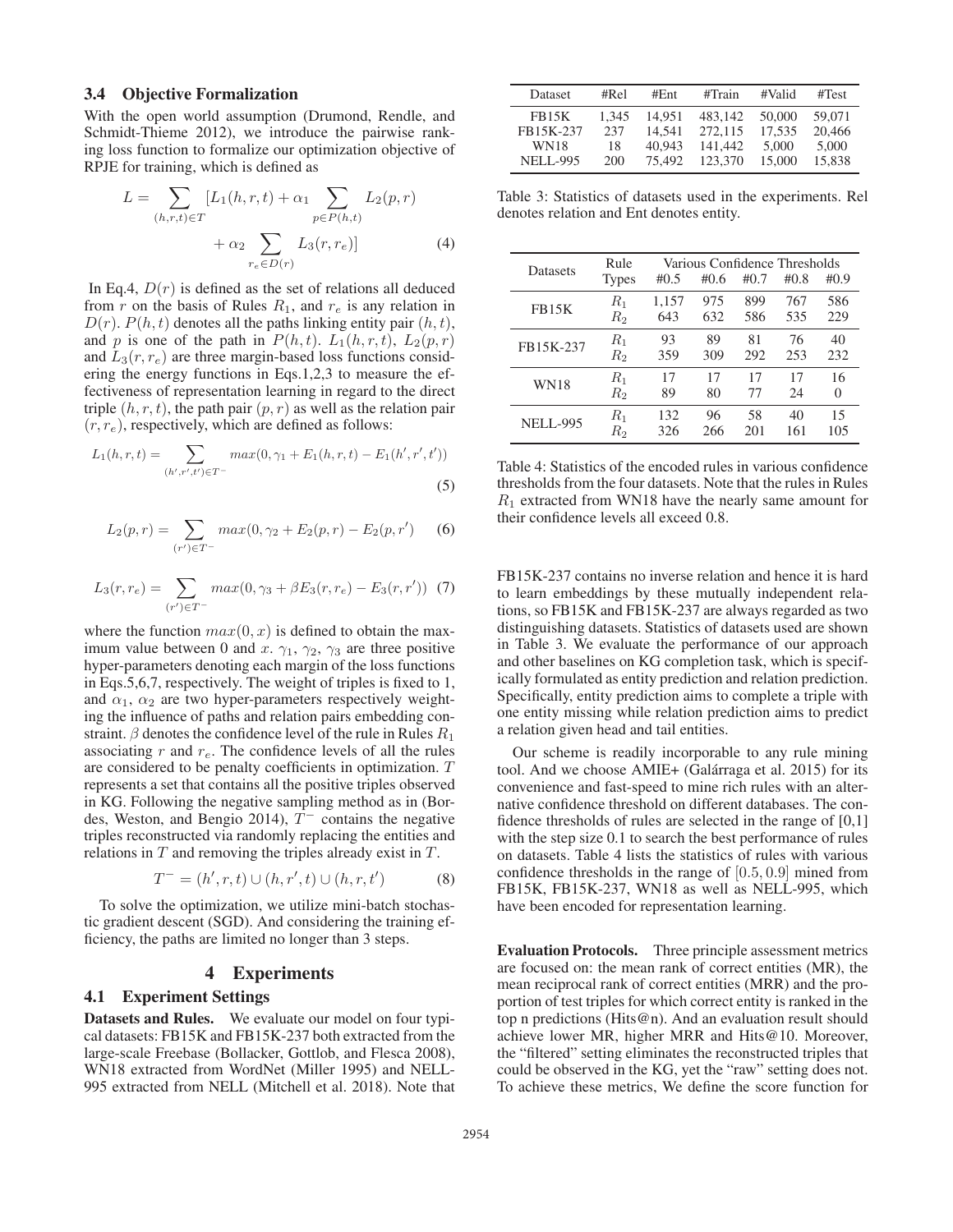### 3.4 Objective Formalization

With the open world assumption (Drumond, Rendle, and Schmidt-Thieme 2012), we introduce the pairwise ranking loss function to formalize our optimization objective of RPJE for training, which is defined as

$$L = \sum_{(h,r,t)\in T} [L_1(h,r,t) + \alpha_1 \sum_{p\in P(h,t)} L_2(p,r) + \alpha_2 \sum_{r_e \in D(r)} L_3(r,r_e)] \qquad (4)$$

In Eq.4, $D(r)$ is defined as the set of relations all deduced from $r$ on the basis of Rules $R_1$, and $r_e$ is any relation in $D(r)$. $P(h,t)$ denotes all the paths linking entity pair $(h,t)$, and $p$ is one of the path in $P(h,t)$. $L_1(h,r,t)$, $L_2(p,r)$ and $L_3(r,r_e)$ are three margin-based loss functions considering the energy functions in Eqs.1,2,3 to measure the effectiveness of representation learning in regard to the direct triple $(h,r,t)$, the path pair $(p,r)$ as well as the relation pair $(r,r_e)$, respectively, which are defined as follows:

$$L_1(h,r,t) = \sum_{(h',r',t')\in T^-} max(0, \gamma_1 + E_1(h,r,t) - E_1(h',r',t')) \qquad (5)$$

$$L_2(p,r) = \sum_{(r')\in T^-} max(0, \gamma_2 + E_2(p,r) - E_2(p,r')) \qquad (6)$$

$$L_3(r,r_e) = \sum_{(r')\in T^-} max(0, \gamma_3 + \beta E_3(r,r_e) - E_3(r,r')) \qquad (7)$$

where the function $max(0,x)$ is defined to obtain the maximum value between 0 and $x$. $\gamma_1$, $\gamma_2$, $\gamma_3$ are three positive hyper-parameters denoting each margin of the loss functions in Eqs.5,6,7, respectively. The weight of triples is fixed to 1, and $\alpha_1$, $\alpha_2$ are two hyper-parameters respectively weighting the influence of paths and relation pairs embedding constraint. $\beta$ denotes the confidence level of the rule in Rules $R_1$ associating $r$ and $r_e$. The confidence levels of all the rules are considered to be penalty coefficients in optimization. $T$ represents a set that contains all the positive triples observed in KG. Following the negative sampling method as in (Bordes, Weston, and Bengio 2014), $T^-$ contains the negative triples reconstructed via randomly replacing the entities and relations in $T$ and removing the triples already exist in $T$.

$$T^- = (h',r,t) \cup (h,r',t) \cup (h,r,t') \qquad (8)$$

To solve the optimization, we utilize mini-batch stochastic gradient descent (SGD). And considering the training efficiency, the paths are limited no longer than 3 steps.

## 4 Experiments

### 4.1 Experiment Settings

**Datasets and Rules.** We evaluate our model on four typical datasets: FB15K and FB15K-237 both extracted from the large-scale Freebase (Bollacker, Gottlob, and Flesca 2008), WN18 extracted from WordNet (Miller 1995) and NELL-995 extracted from NELL (Mitchell et al. 2018). Note that FB15K-237 contains no inverse relation and hence it is hard to learn embeddings by these mutually independent relations, so FB15K and FB15K-237 are always regarded as two distinguishing datasets. Statistics of datasets used are shown in Table 3. We evaluate the performance of our approach and other baselines on KG completion task, which is specifically formulated as entity prediction and relation prediction. Specifically, entity prediction aims to complete a triple with one entity missing while relation prediction aims to predict a relation given head and tail entities.

| Dataset | #Rel | #Ent | #Train | #Valid | #Test |
|---|---|---|---|---|---|
| FB15K | 1,345 | 14,951 | 483,142 | 50,000 | 59,071 |
| FB15K-237 | 237 | 14,541 | 272,115 | 17,535 | 20,466 |
| WN18 | 18 | 40,943 | 141,442 | 5,000 | 5,000 |
| NELL-995 | 200 | 75,492 | 123,370 | 15,000 | 15,838 |

Table 3: Statistics of datasets used in the experiments. Rel denotes relation and Ent denotes entity.

| Datasets | Rule Types | Various Confidence Thresholds #0.5 | #0.6 | #0.7 | #0.8 | #0.9 |
|---|---|---|---|---|---|---|
| FB15K | $R_1$ | 1,157 | 975 | 899 | 767 | 586 |
| | $R_2$ | 643 | 632 | 586 | 535 | 229 |
| FB15K-237 | $R_1$ | 93 | 89 | 81 | 76 | 40 |
| | $R_2$ | 359 | 309 | 292 | 253 | 232 |
| WN18 | $R_1$ | 17 | 17 | 17 | 17 | 16 |
| | $R_2$ | 89 | 80 | 77 | 24 | 0 |
| NELL-995 | $R_1$ | 132 | 96 | 58 | 40 | 15 |
| | $R_2$ | 326 | 266 | 201 | 161 | 105 |

Table 4: Statistics of the encoded rules in various confidence thresholds from the four datasets. Note that the rules in Rules $R_1$ extracted from WN18 have the nearly same amount for their confidence levels all exceed 0.8.

Our scheme is readily incorporable to any rule mining tool. And we choose AMIE+ (Galárraga et al. 2015) for its convenience and fast-speed to mine rich rules with an alternative confidence threshold on different databases. The confidence thresholds of rules are selected in the range of [0,1] with the step size 0.1 to search the best performance of rules on datasets. Table 4 lists the statistics of rules with various confidence thresholds in the range of $[0.5, 0.9]$ mined from FB15K, FB15K-237, WN18 as well as NELL-995, which have been encoded for representation learning.

**Evaluation Protocols.** Three principle assessment metrics are focused on: the mean rank of correct entities (MR), the mean reciprocal rank of correct entities (MRR) and the proportion of test triples for which correct entity is ranked in the top n predictions (Hits@n). And an evaluation result should achieve lower MR, higher MRR and Hits@10. Moreover, the "filtered" setting eliminates the reconstructed triples that could be observed in the KG, yet the "raw" setting does not. To achieve these metrics, We define the score function for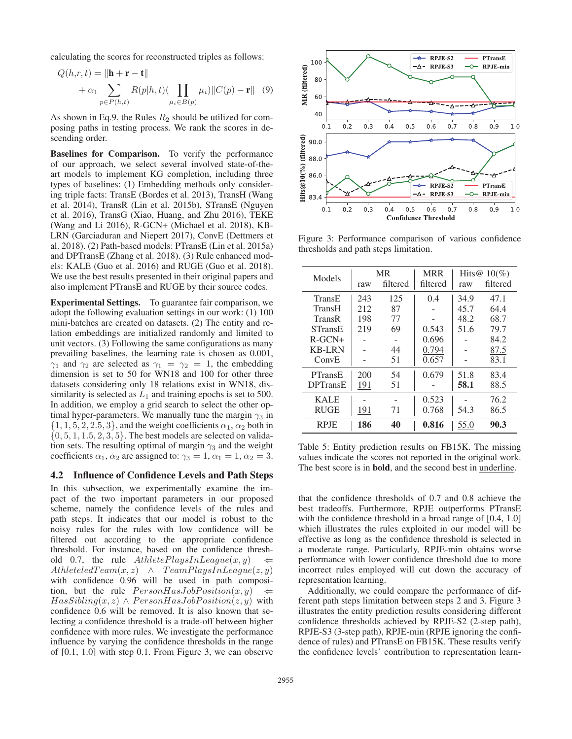calculating the scores for reconstructed triples as follows:

$$Q(h,r,t) = \|\mathbf{h} + \mathbf{r} - \mathbf{t}\| + \alpha_1 \sum_{p \in P(h,t)} R(p|h,t)\Big(\prod_{\mu_i \in B(p)} \mu_i\Big)\|C(p) - \mathbf{r}\| \quad (9)$$

As shown in Eq.9, the Rules $R_2$ should be utilized for composing paths in testing process. We rank the scores in descending order.

**Baselines for Comparison.** To verify the performance of our approach, we select several involved state-of-the-art models to implement KG completion, including three types of baselines: (1) Embedding methods only considering triple facts: TransE (Bordes et al. 2013), TransH (Wang et al. 2014), TransR (Lin et al. 2015b), STransE (Nguyen et al. 2016), TransG (Xiao, Huang, and Zhu 2016), TEKE (Wang and Li 2016), R-GCN+ (Michael et al. 2018), KB-LRN (Garciaduran and Niepert 2017), ConvE (Dettmers et al. 2018). (2) Path-based models: PTransE (Lin et al. 2015a) and DPTransE (Zhang et al. 2018). (3) Rule enhanced models: KALE (Guo et al. 2016) and RUGE (Guo et al. 2018). We use the best results presented in their original papers and also implement PTransE and RUGE by their source codes.

**Experimental Settings.** To guarantee fair comparison, we adopt the following evaluation settings in our work: (1) 100 mini-batches are created on datasets. (2) The entity and relation embeddings are initialized randomly and limited to unit vectors. (3) Following the same configurations as many prevailing baselines, the learning rate is chosen as 0.001, $\gamma_1$ and $\gamma_2$ are selected as $\gamma_1 = \gamma_2 = 1$, the embedding dimension is set to 50 for WN18 and 100 for other three datasets considering only 18 relations exist in WN18, dissimilarity is selected as $L_1$ and training epochs is set to 500. In addition, we employ a grid search to select the other optimal hyper-parameters. We manually tune the margin $\gamma_3$ in $\{1, 1, 5, 2, 2.5, 3\}$, and the weight coefficients $\alpha_1, \alpha_2$ both in $\{0, 5, 1, 1.5, 2, 3, 5\}$. The best models are selected on validation sets. The resulting optimal of margin $\gamma_3$ and the weight coefficients $\alpha_1, \alpha_2$ are assigned to: $\gamma_3 = 1, \alpha_1 = 1, \alpha_2 = 3$.

## 4.2 Influence of Confidence Levels and Path Steps

In this subsection, we experimentally examine the impact of the two important parameters in our proposed scheme, namely the confidence levels of the rules and path steps. It indicates that our model is robust to the noisy rules for the rules with low confidence will be filtered out according to the appropriate confidence threshold. For instance, based on the confidence threshold 0.7, the rule $AthletePlaysInLeague(x,y) \Leftarrow AthleteledTeam(x,z) \wedge TeamPlaysInLeague(z,y)$ with confidence 0.96 will be used in path composition, but the rule $PersonHasJobPosition(x,y) \Leftarrow HasSibling(x,z) \wedge PersonHasJobPosition(z,y)$ with confidence 0.6 will be removed. It is also known that selecting a confidence threshold is a trade-off between higher confidence with more rules. We investigate the performance influence by varying the confidence thresholds in the range of [0.1, 1.0] with step 0.1. From Figure 3, we can observe that the confidence thresholds of 0.7 and 0.8 achieve the best tradeoffs. Furthermore, RPJE outperforms PTransE with the confidence threshold in a broad range of [0.4, 1.0] which illustrates the rules exploited in our model will be effective as long as the confidence threshold is selected in a moderate range. Particularly, RPJE-min obtains worse performance with lower confidence threshold due to more incorrect rules employed will cut down the accuracy of representation learning.

Figure 3: Performance comparison of various confidence thresholds and path steps limitation.

| Models | MR | | MRR | Hits@ 10(%) | |
|---|---|---|---|---|---|
| | raw | filtered | filtered | raw | filtered |
| TransE | 243 | 125 | 0.4 | 34.9 | 47.1 |
| TransH | 212 | 87 | - | 45.7 | 64.4 |
| TransR | 198 | 77 | - | 48.2 | 68.7 |
| STransE | 219 | 69 | 0.543 | 51.6 | 79.7 |
| R-GCN+ | - | - | 0.696 | - | 84.2 |
| KB-LRN | - | <u>44</u> | <u>0.794</u> | - | <u>87.5</u> |
| ConvE | - | 51 | 0.657 | - | 83.1 |
| PTransE | 200 | 54 | 0.679 | 51.8 | 83.4 |
| DPTransE | <u>191</u> | 51 | - | **58.1** | 88.5 |
| KALE | - | - | 0.523 | - | 76.2 |
| RUGE | <u>191</u> | 71 | 0.768 | 54.3 | 86.5 |
| RPJE | **186** | **40** | **0.816** | <u>55.0</u> | **90.3** |

Table 5: Entity prediction results on FB15K. The missing values indicate the scores not reported in the original work. The best score is in **bold**, and the second best in <u>underline</u>.

Additionally, we could compare the performance of different path steps limitation between steps 2 and 3. Figure 3 illustrates the entity prediction results considering different confidence thresholds achieved by RPJE-S2 (2-step path), RPJE-S3 (3-step path), RPJE-min (RPJE ignoring the confidence of rules) and PTransE on FB15K. These results verify the confidence levels' contribution to representation learn-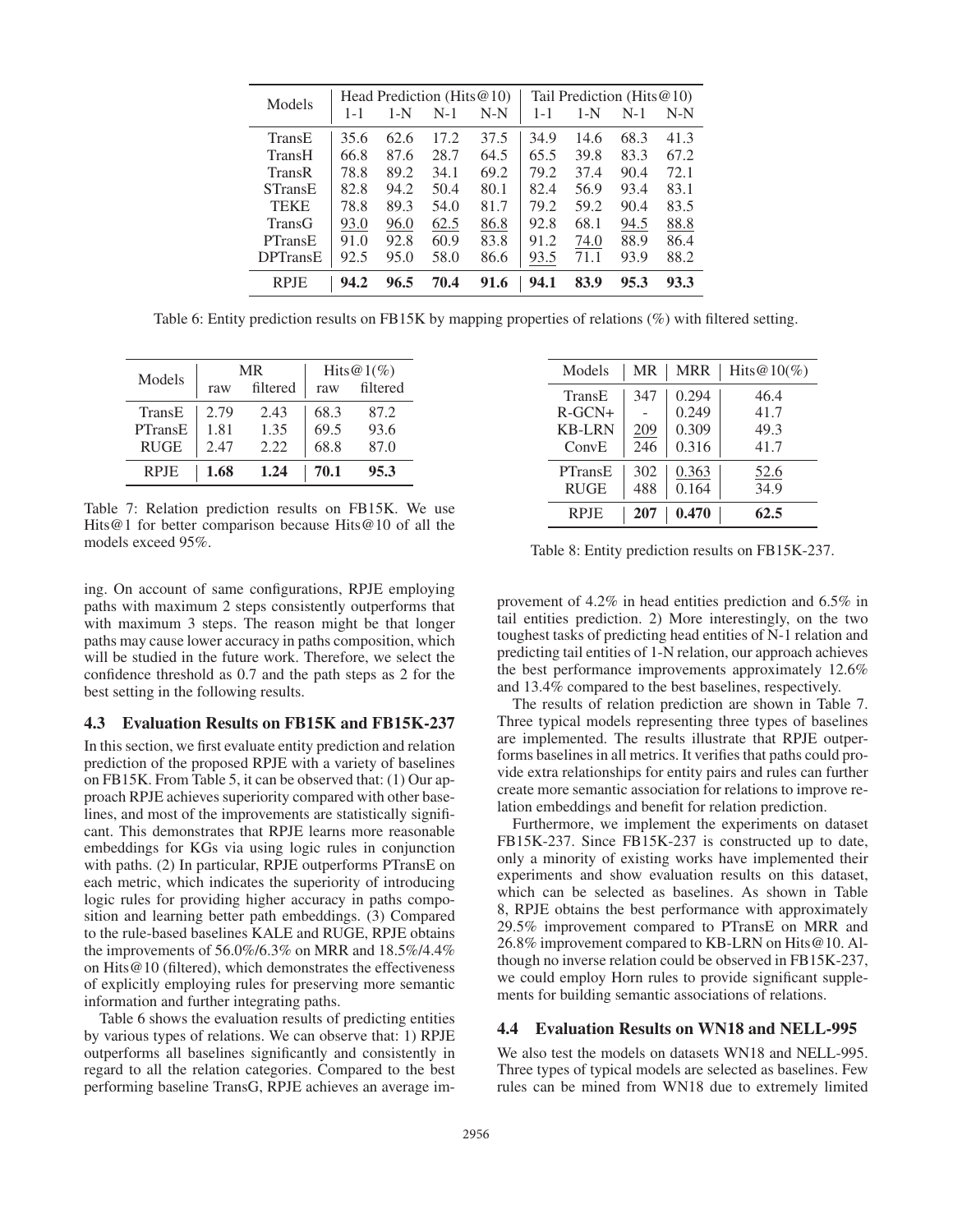| Models | Head Prediction (Hits@10) | | | | Tail Prediction (Hits@10) | | | |
|---|---|---|---|---|---|---|---|---|
| | 1-1 | 1-N | N-1 | N-N | 1-1 | 1-N | N-1 | N-N |
| TransE | 35.6 | 62.6 | 17.2 | 37.5 | 34.9 | 14.6 | 68.3 | 41.3 |
| TransH | 66.8 | 87.6 | 28.7 | 64.5 | 65.5 | 39.8 | 83.3 | 67.2 |
| TransR | 78.8 | 89.2 | 34.1 | 69.2 | 79.2 | 37.4 | 90.4 | 72.1 |
| STransE | 82.8 | 94.2 | 50.4 | 80.1 | 82.4 | 56.9 | 93.4 | 83.1 |
| TEKE | 78.8 | 89.3 | 54.0 | 81.7 | 79.2 | 59.2 | 90.4 | 83.5 |
| TransG | 93.0 | 96.0 | 62.5 | 86.8 | 92.8 | 68.1 | 94.5 | 88.8 |
| PTransE | 91.0 | 92.8 | 60.9 | 83.8 | 91.2 | 74.0 | 88.9 | 86.4 |
| DPTransE | 92.5 | 95.0 | 58.0 | 86.6 | 93.5 | 71.1 | 93.9 | 88.2 |
| RPJE | **94.2** | **96.5** | **70.4** | **91.6** | **94.1** | **83.9** | **95.3** | **93.3** |

Table 6: Entity prediction results on FB15K by mapping properties of relations (%) with filtered setting.

| Models | MR | | Hits@1(%) | |
|---|---|---|---|---|
| | raw | filtered | raw | filtered |
| TransE | 2.79 | 2.43 | 68.3 | 87.2 |
| PTransE | 1.81 | 1.35 | 69.5 | 93.6 |
| RUGE | 2.47 | 2.22 | 68.8 | 87.0 |
| RPJE | **1.68** | **1.24** | **70.1** | **95.3** |

Table 7: Relation prediction results on FB15K. We use Hits@1 for better comparison because Hits@10 of all the models exceed 95%.

ing. On account of same configurations, RPJE employing paths with maximum 2 steps consistently outperforms that with maximum 3 steps. The reason might be that longer paths may cause lower accuracy in paths composition, which will be studied in the future work. Therefore, we select the confidence threshold as 0.7 and the path steps as 2 for the best setting in the following results.

### 4.3 Evaluation Results on FB15K and FB15K-237

In this section, we first evaluate entity prediction and relation prediction of the proposed RPJE with a variety of baselines on FB15K. From Table 5, it can be observed that: (1) Our approach RPJE achieves superiority compared with other baselines, and most of the improvements are statistically significant. This demonstrates that RPJE learns more reasonable embeddings for KGs via using logic rules in conjunction with paths. (2) In particular, RPJE outperforms PTransE on each metric, which indicates the superiority of introducing logic rules for providing higher accuracy in paths composition and learning better path embeddings. (3) Compared to the rule-based baselines KALE and RUGE, RPJE obtains the improvements of 56.0%/6.3% on MRR and 18.5%/4.4% on Hits@10 (filtered), which demonstrates the effectiveness of explicitly employing rules for preserving more semantic information and further integrating paths.

Table 6 shows the evaluation results of predicting entities by various types of relations. We can observe that: 1) RPJE outperforms all baselines significantly and consistently in regard to all the relation categories. Compared to the best performing baseline TransG, RPJE achieves an average improvement of 4.2% in head entities prediction and 6.5% in tail entities prediction. 2) More interestingly, on the two toughest tasks of predicting head entities of N-1 relation and predicting tail entities of 1-N relation, our approach achieves the best performance improvements approximately 12.6% and 13.4% compared to the best baselines, respectively.

| Models | MR | MRR | Hits@10(%) |
|---|---|---|---|
| TransE | 347 | 0.294 | 46.4 |
| R-GCN+ | - | 0.249 | 41.7 |
| KB-LRN | 209 | 0.309 | 49.3 |
| ConvE | 246 | 0.316 | 41.7 |
| PTransE | 302 | 0.363 | 52.6 |
| RUGE | 488 | 0.164 | 34.9 |
| RPJE | **207** | **0.470** | **62.5** |

Table 8: Entity prediction results on FB15K-237.

The results of relation prediction are shown in Table 7. Three typical models representing three types of baselines are implemented. The results illustrate that RPJE outperforms baselines in all metrics. It verifies that paths could provide extra relationships for entity pairs and rules can further create more semantic association for relations to improve relation embeddings and benefit for relation prediction.

Furthermore, we implement the experiments on dataset FB15K-237. Since FB15K-237 is constructed up to date, only a minority of existing works have implemented their experiments and show evaluation results on this dataset, which can be selected as baselines. As shown in Table 8, RPJE obtains the best performance with approximately 29.5% improvement compared to PTransE on MRR and 26.8% improvement compared to KB-LRN on Hits@10. Although no inverse relation could be observed in FB15K-237, we could employ Horn rules to provide significant supplements for building semantic associations of relations.

### 4.4 Evaluation Results on WN18 and NELL-995

We also test the models on datasets WN18 and NELL-995. Three types of typical models are selected as baselines. Few rules can be mined from WN18 due to extremely limited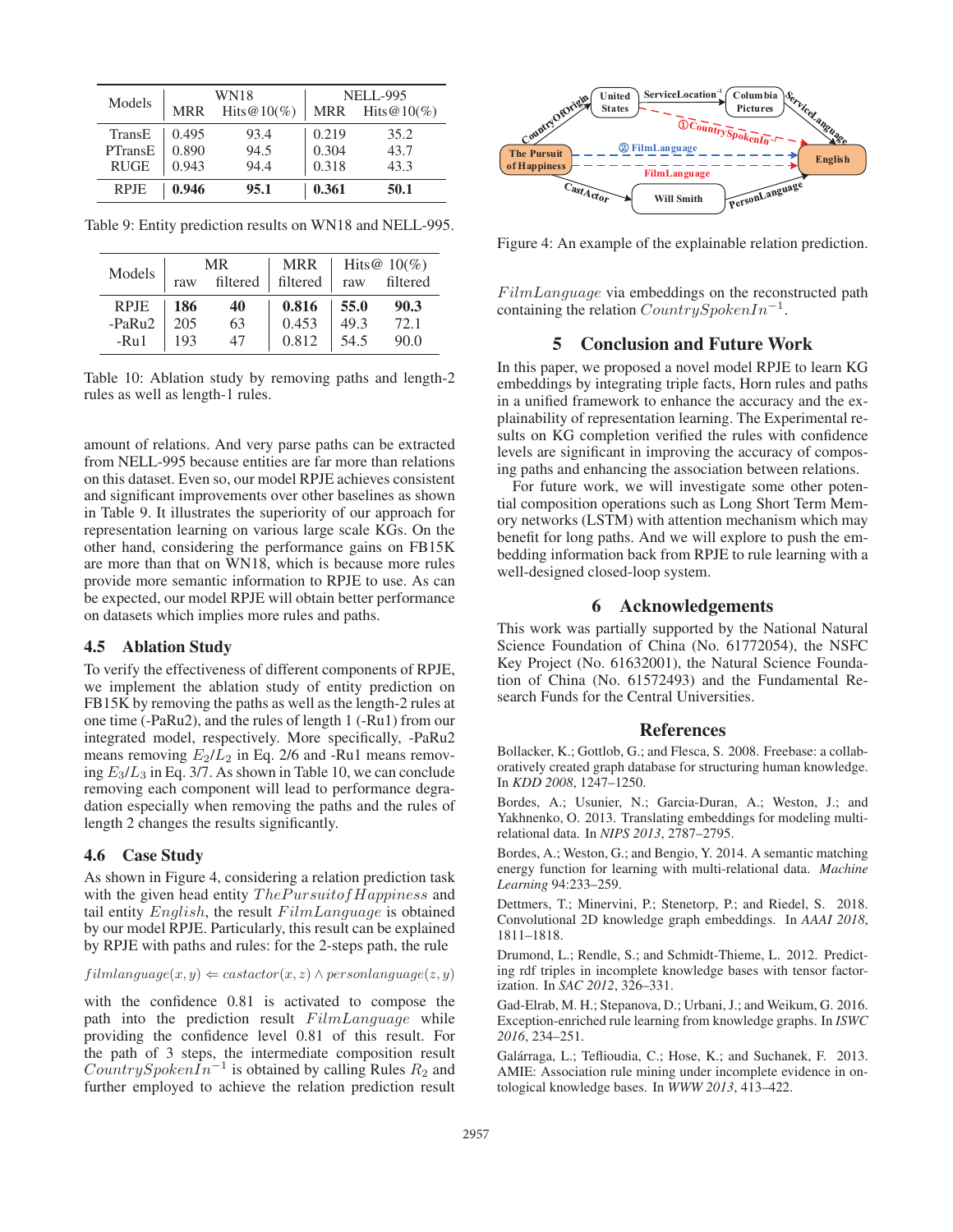| Models | WN18 | | NELL-995 | |
|---|---|---|---|---|
| | MRR | Hits@10(%) | MRR | Hits@10(%) |
| TransE | 0.495 | 93.4 | 0.219 | 35.2 |
| PTransE | 0.890 | 94.5 | 0.304 | 43.7 |
| RUGE | 0.943 | 94.4 | 0.318 | 43.3 |
| RPJE | **0.946** | **95.1** | **0.361** | **50.1** |

Table 9: Entity prediction results on WN18 and NELL-995.

| Models | MR | | MRR | Hits@ 10(%) | |
|---|---|---|---|---|---|
| | raw | filtered | filtered | raw | filtered |
| RPJE | **186** | **40** | **0.816** | **55.0** | **90.3** |
| -PaRu2 | 205 | 63 | 0.453 | 49.3 | 72.1 |
| -Ru1 | 193 | 47 | 0.812 | 54.5 | 90.0 |

Table 10: Ablation study by removing paths and length-2 rules as well as length-1 rules.

amount of relations. And very parse paths can be extracted from NELL-995 because entities are far more than relations on this dataset. Even so, our model RPJE achieves consistent and significant improvements over other baselines as shown in Table 9. It illustrates the superiority of our approach for representation learning on various large scale KGs. On the other hand, considering the performance gains on FB15K are more than that on WN18, which is because more rules provide more semantic information to RPJE to use. As can be expected, our model RPJE will obtain better performance on datasets which implies more rules and paths.

### 4.5 Ablation Study

To verify the effectiveness of different components of RPJE, we implement the ablation study of entity prediction on FB15K by removing the paths as well as the length-2 rules at one time (-PaRu2), and the rules of length 1 (-Ru1) from our integrated model, respectively. More specifically, -PaRu2 means removing $E_2/L_2$ in Eq. 2/6 and -Ru1 means removing $E_3/L_3$ in Eq. 3/7. As shown in Table 10, we can conclude removing each component will lead to performance degradation especially when removing the paths and the rules of length 2 changes the results significantly.

### 4.6 Case Study

As shown in Figure 4, considering a relation prediction task with the given head entity $The Pursuit of Happiness$ and tail entity $English$, the result $FilmLanguage$ is obtained by our model RPJE. Particularly, this result can be explained by RPJE with paths and rules: for the 2-steps path, the rule

$$filmlanguage(x, y) \Leftarrow castactor(x, z) \wedge personlanguage(z, y)$$

with the confidence 0.81 is activated to compose the path into the prediction result $FilmLanguage$ while providing the confidence level 0.81 of this result. For the path of 3 steps, the intermediate composition result $CountrySpokenIn^{-1}$ is obtained by calling Rules $R_2$ and further employed to achieve the relation prediction result

Figure 4: An example of the explainable relation prediction.

$FilmLanguage$ via embeddings on the reconstructed path containing the relation $CountrySpokenIn^{-1}$.

## 5 Conclusion and Future Work

In this paper, we proposed a novel model RPJE to learn KG embeddings by integrating triple facts, Horn rules and paths in a unified framework to enhance the accuracy and the explainability of representation learning. The Experimental results on KG completion verified the rules with confidence levels are significant in improving the accuracy of composing paths and enhancing the association between relations.

For future work, we will investigate some other potential composition operations such as Long Short Term Memory networks (LSTM) with attention mechanism which may benefit for long paths. And we will explore to push the embedding information back from RPJE to rule learning with a well-designed closed-loop system.

## 6 Acknowledgements

This work was partially supported by the National Natural Science Foundation of China (No. 61772054), the NSFC Key Project (No. 61632001), the Natural Science Foundation of China (No. 61572493) and the Fundamental Research Funds for the Central Universities.

## References

Bollacker, K.; Gottlob, G.; and Flesca, S. 2008. Freebase: a collaboratively created graph database for structuring human knowledge. In *KDD 2008*, 1247–1250.

Bordes, A.; Usunier, N.; Garcia-Duran, A.; Weston, J.; and Yakhnenko, O. 2013. Translating embeddings for modeling multi-relational data. In *NIPS 2013*, 2787–2795.

Bordes, A.; Weston, G.; and Bengio, Y. 2014. A semantic matching energy function for learning with multi-relational data. *Machine Learning* 94:233–259.

Dettmers, T.; Minervini, P.; Stenetorp, P.; and Riedel, S. 2018. Convolutional 2D knowledge graph embeddings. In *AAAI 2018*, 1811–1818.

Drumond, L.; Rendle, S.; and Schmidt-Thieme, L. 2012. Predicting rdf triples in incomplete knowledge bases with tensor factorization. In *SAC 2012*, 326–331.

Gad-Elrab, M. H.; Stepanova, D.; Urbani, J.; and Weikum, G. 2016. Exception-enriched rule learning from knowledge graphs. In *ISWC 2016*, 234–251.

Galárraga, L.; Teflioudia, C.; Hose, K.; and Suchanek, F. 2013. AMIE: Association rule mining under incomplete evidence in ontological knowledge bases. In *WWW 2013*, 413–422.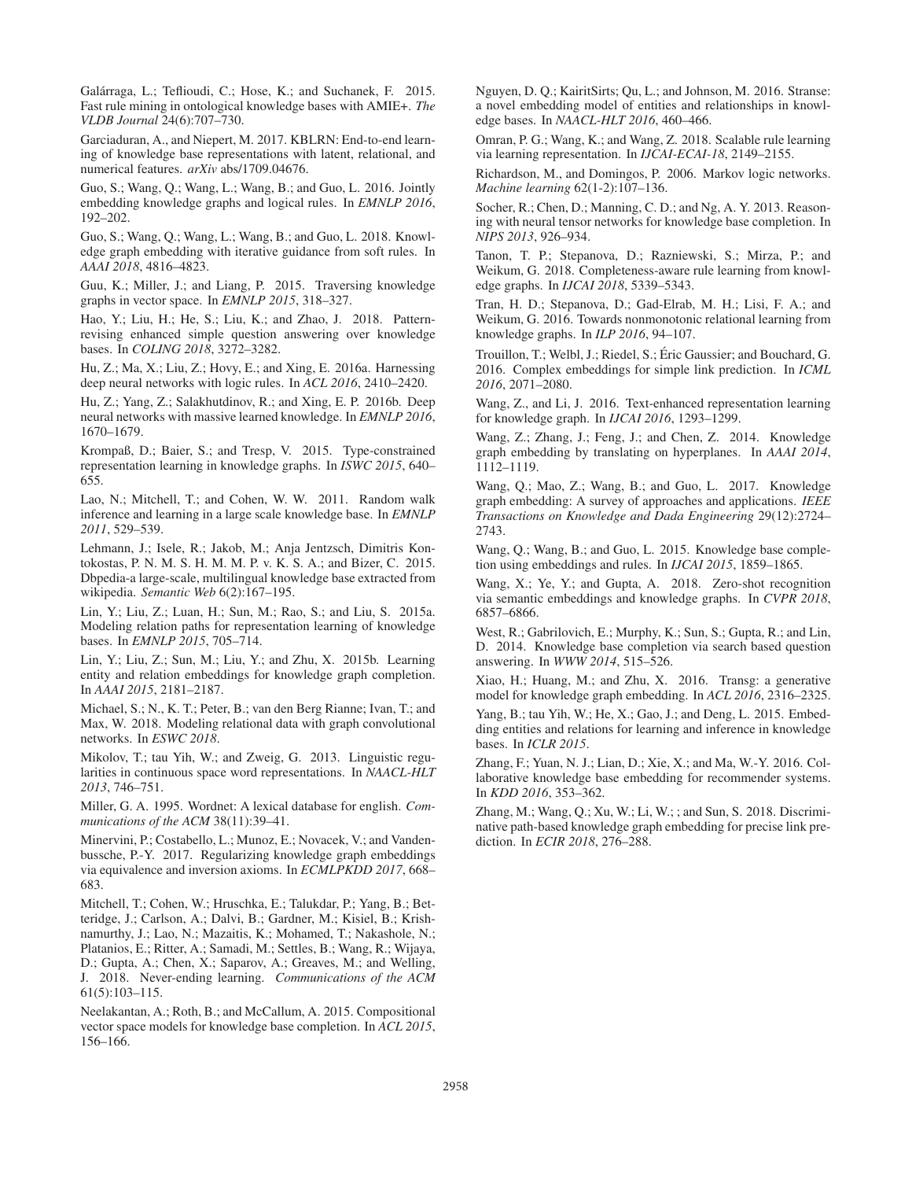Galárraga, L.; Teflioudi, C.; Hose, K.; and Suchanek, F. 2015. Fast rule mining in ontological knowledge bases with AMIE+. *The VLDB Journal* 24(6):707–730.

Garciaduran, A., and Niepert, M. 2017. KBLRN: End-to-end learning of knowledge base representations with latent, relational, and numerical features. *arXiv* abs/1709.04676.

Guo, S.; Wang, Q.; Wang, L.; Wang, B.; and Guo, L. 2016. Jointly embedding knowledge graphs and logical rules. In *EMNLP 2016*, 192–202.

Guo, S.; Wang, Q.; Wang, L.; Wang, B.; and Guo, L. 2018. Knowledge graph embedding with iterative guidance from soft rules. In *AAAI 2018*, 4816–4823.

Guu, K.; Miller, J.; and Liang, P. 2015. Traversing knowledge graphs in vector space. In *EMNLP 2015*, 318–327.

Hao, Y.; Liu, H.; He, S.; Liu, K.; and Zhao, J. 2018. Pattern-revising enhanced simple question answering over knowledge bases. In *COLING 2018*, 3272–3282.

Hu, Z.; Ma, X.; Liu, Z.; Hovy, E.; and Xing, E. 2016a. Harnessing deep neural networks with logic rules. In *ACL 2016*, 2410–2420.

Hu, Z.; Yang, Z.; Salakhutdinov, R.; and Xing, E. P. 2016b. Deep neural networks with massive learned knowledge. In *EMNLP 2016*, 1670–1679.

Krompaß, D.; Baier, S.; and Tresp, V. 2015. Type-constrained representation learning in knowledge graphs. In *ISWC 2015*, 640–655.

Lao, N.; Mitchell, T.; and Cohen, W. W. 2011. Random walk inference and learning in a large scale knowledge base. In *EMNLP 2011*, 529–539.

Lehmann, J.; Isele, R.; Jakob, M.; Anja Jentzsch, Dimitris Kontokostas, P. N. M. S. H. M. M. P. v. K. S. A.; and Bizer, C. 2015. Dbpedia-a large-scale, multilingual knowledge base extracted from wikipedia. *Semantic Web* 6(2):167–195.

Lin, Y.; Liu, Z.; Luan, H.; Sun, M.; Rao, S.; and Liu, S. 2015a. Modeling relation paths for representation learning of knowledge bases. In *EMNLP 2015*, 705–714.

Lin, Y.; Liu, Z.; Sun, M.; Liu, Y.; and Zhu, X. 2015b. Learning entity and relation embeddings for knowledge graph completion. In *AAAI 2015*, 2181–2187.

Michael, S.; N., K. T.; Peter, B.; van den Berg Rianne; Ivan, T.; and Max, W. 2018. Modeling relational data with graph convolutional networks. In *ESWC 2018*.

Mikolov, T.; tau Yih, W.; and Zweig, G. 2013. Linguistic regularities in continuous space word representations. In *NAACL-HLT 2013*, 746–751.

Miller, G. A. 1995. Wordnet: A lexical database for english. *Communications of the ACM* 38(11):39–41.

Minervini, P.; Costabello, L.; Munoz, E.; Novacek, V.; and Vandenbussche, P.-Y. 2017. Regularizing knowledge graph embeddings via equivalence and inversion axioms. In *ECMLPKDD 2017*, 668–683.

Mitchell, T.; Cohen, W.; Hruschka, E.; Talukdar, P.; Yang, B.; Betteridge, J.; Carlson, A.; Dalvi, B.; Gardner, M.; Kisiel, B.; Krishnamurthy, J.; Lao, N.; Mazaitis, K.; Mohamed, T.; Nakashole, N.; Platanios, E.; Ritter, A.; Samadi, M.; Settles, B.; Wang, R.; Wijaya, D.; Gupta, A.; Chen, X.; Saparov, A.; Greaves, M.; and Welling, J. 2018. Never-ending learning. *Communications of the ACM* 61(5):103–115.

Neelakantan, A.; Roth, B.; and McCallum, A. 2015. Compositional vector space models for knowledge base completion. In *ACL 2015*, 156–166.

Nguyen, D. Q.; KairitSirts; Qu, L.; and Johnson, M. 2016. Stranse: a novel embedding model of entities and relationships in knowledge bases. In *NAACL-HLT 2016*, 460–466.

Omran, P. G.; Wang, K.; and Wang, Z. 2018. Scalable rule learning via learning representation. In *IJCAI-ECAI-18*, 2149–2155.

Richardson, M., and Domingos, P. 2006. Markov logic networks. *Machine learning* 62(1-2):107–136.

Socher, R.; Chen, D.; Manning, C. D.; and Ng, A. Y. 2013. Reasoning with neural tensor networks for knowledge base completion. In *NIPS 2013*, 926–934.

Tanon, T. P.; Stepanova, D.; Razniewski, S.; Mirza, P.; and Weikum, G. 2018. Completeness-aware rule learning from knowledge graphs. In *IJCAI 2018*, 5339–5343.

Tran, H. D.; Stepanova, D.; Gad-Elrab, M. H.; Lisi, F. A.; and Weikum, G. 2016. Towards nonmonotonic relational learning from knowledge graphs. In *ILP 2016*, 94–107.

Trouillon, T.; Welbl, J.; Riedel, S.; Éric Gaussier; and Bouchard, G. 2016. Complex embeddings for simple link prediction. In *ICML 2016*, 2071–2080.

Wang, Z., and Li, J. 2016. Text-enhanced representation learning for knowledge graph. In *IJCAI 2016*, 1293–1299.

Wang, Z.; Zhang, J.; Feng, J.; and Chen, Z. 2014. Knowledge graph embedding by translating on hyperplanes. In *AAAI 2014*, 1112–1119.

Wang, Q.; Mao, Z.; Wang, B.; and Guo, L. 2017. Knowledge graph embedding: A survey of approaches and applications. *IEEE Transactions on Knowledge and Dada Engineering* 29(12):2724–2743.

Wang, Q.; Wang, B.; and Guo, L. 2015. Knowledge base completion using embeddings and rules. In *IJCAI 2015*, 1859–1865.

Wang, X.; Ye, Y.; and Gupta, A. 2018. Zero-shot recognition via semantic embeddings and knowledge graphs. In *CVPR 2018*, 6857–6866.

West, R.; Gabrilovich, E.; Murphy, K.; Sun, S.; Gupta, R.; and Lin, D. 2014. Knowledge base completion via search based question answering. In *WWW 2014*, 515–526.

Xiao, H.; Huang, M.; and Zhu, X. 2016. Transg: a generative model for knowledge graph embedding. In *ACL 2016*, 2316–2325.

Yang, B.; tau Yih, W.; He, X.; Gao, J.; and Deng, L. 2015. Embedding entities and relations for learning and inference in knowledge bases. In *ICLR 2015*.

Zhang, F.; Yuan, N. J.; Lian, D.; Xie, X.; and Ma, W.-Y. 2016. Collaborative knowledge base embedding for recommender systems. In *KDD 2016*, 353–362.

Zhang, M.; Wang, Q.; Xu, W.; Li, W.; ; and Sun, S. 2018. Discriminative path-based knowledge graph embedding for precise link prediction. In *ECIR 2018*, 276–288.